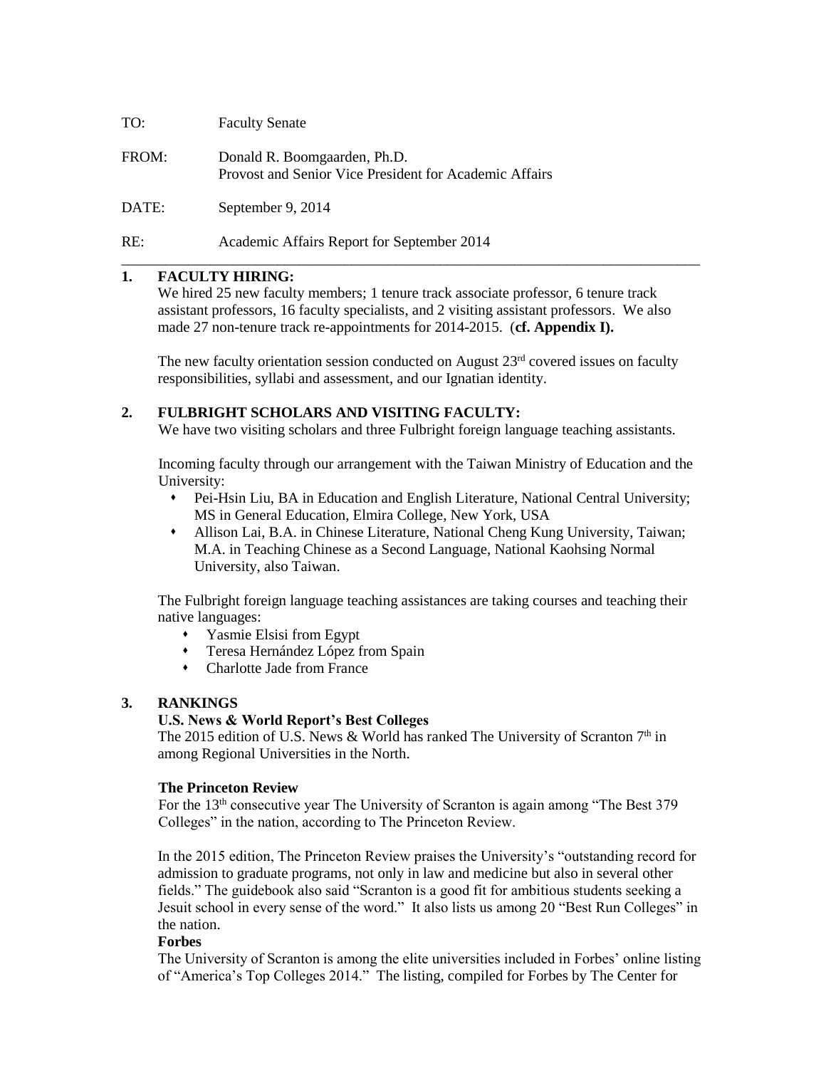TO: Faculty Senate

FROM: Donald R. Boomgaarden, Ph.D.
Provost and Senior Vice President for Academic Affairs

DATE: September 9, 2014

RE: Academic Affairs Report for September 2014

---

## 1. FACULTY HIRING:

We hired 25 new faculty members; 1 tenure track associate professor, 6 tenure track assistant professors, 16 faculty specialists, and 2 visiting assistant professors. We also made 27 non-tenure track re-appointments for 2014-2015. (**cf. Appendix I).**

The new faculty orientation session conducted on August 23rd covered issues on faculty responsibilities, syllabi and assessment, and our Ignatian identity.

## 2. FULBRIGHT SCHOLARS AND VISITING FACULTY:

We have two visiting scholars and three Fulbright foreign language teaching assistants.

Incoming faculty through our arrangement with the Taiwan Ministry of Education and the University:

- Pei-Hsin Liu, BA in Education and English Literature, National Central University; MS in General Education, Elmira College, New York, USA
- Allison Lai, B.A. in Chinese Literature, National Cheng Kung University, Taiwan; M.A. in Teaching Chinese as a Second Language, National Kaohsing Normal University, also Taiwan.

The Fulbright foreign language teaching assistances are taking courses and teaching their native languages:

- Yasmie Elsisi from Egypt
- Teresa Hernández López from Spain
- Charlotte Jade from France

## 3. RANKINGS

### U.S. News & World Report's Best Colleges

The 2015 edition of U.S. News & World has ranked The University of Scranton 7th in among Regional Universities in the North.

### The Princeton Review

For the 13th consecutive year The University of Scranton is again among "The Best 379 Colleges" in the nation, according to The Princeton Review.

In the 2015 edition, The Princeton Review praises the University's "outstanding record for admission to graduate programs, not only in law and medicine but also in several other fields." The guidebook also said "Scranton is a good fit for ambitious students seeking a Jesuit school in every sense of the word." It also lists us among 20 "Best Run Colleges" in the nation.

### Forbes

The University of Scranton is among the elite universities included in Forbes' online listing of "America's Top Colleges 2014." The listing, compiled for Forbes by The Center for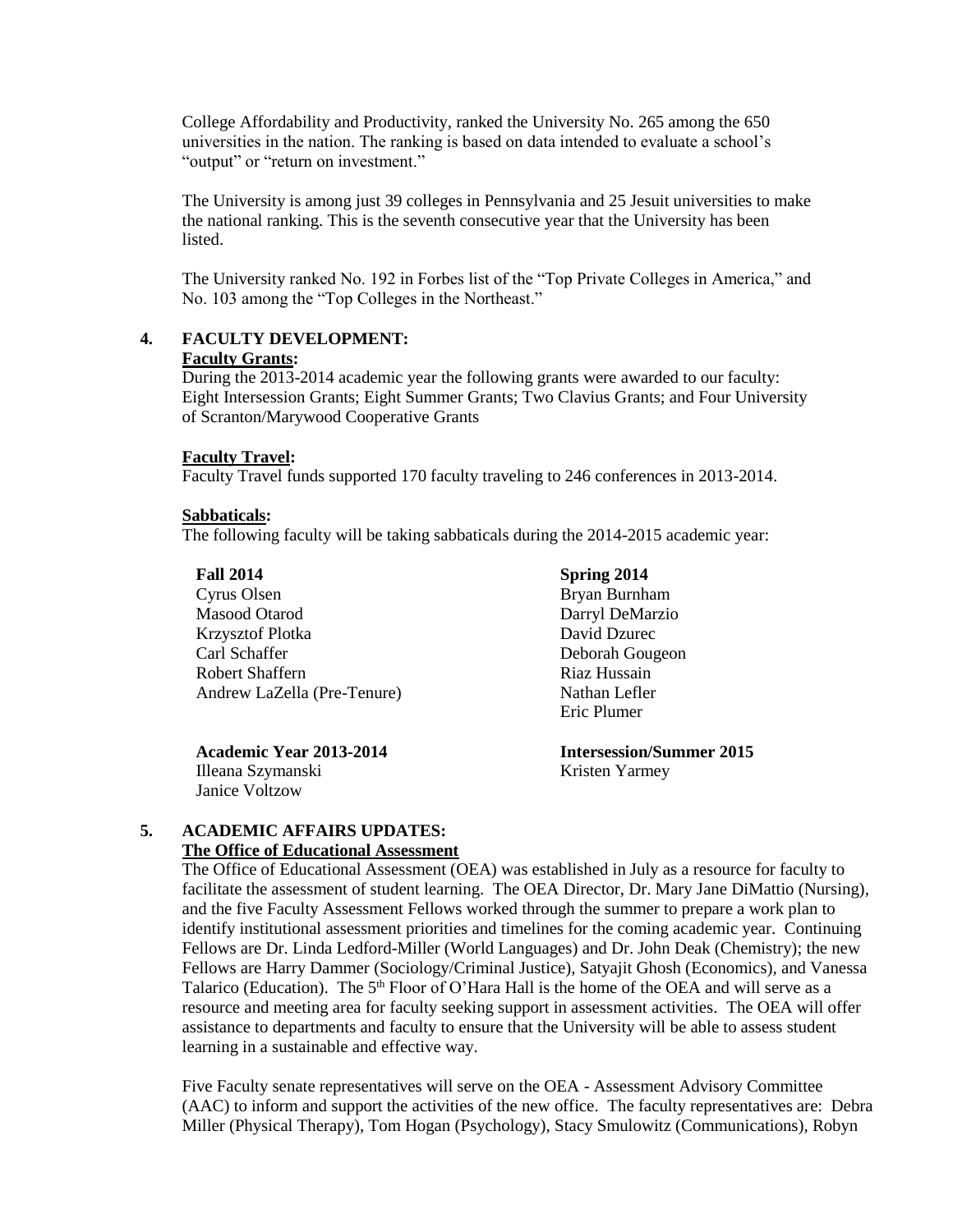College Affordability and Productivity, ranked the University No. 265 among the 650 universities in the nation. The ranking is based on data intended to evaluate a school's "output" or "return on investment."

The University is among just 39 colleges in Pennsylvania and 25 Jesuit universities to make the national ranking. This is the seventh consecutive year that the University has been listed.

The University ranked No. 192 in Forbes list of the "Top Private Colleges in America," and No. 103 among the "Top Colleges in the Northeast."

**4. FACULTY DEVELOPMENT:**

**Faculty Grants:**

During the 2013-2014 academic year the following grants were awarded to our faculty: Eight Intersession Grants; Eight Summer Grants; Two Clavius Grants; and Four University of Scranton/Marywood Cooperative Grants

**Faculty Travel:**

Faculty Travel funds supported 170 faculty traveling to 246 conferences in 2013-2014.

**Sabbaticals:**

The following faculty will be taking sabbaticals during the 2014-2015 academic year:

**Fall 2014**
Cyrus Olsen
Masood Otarod
Krzysztof Plotka
Carl Schaffer
Robert Shaffern
Andrew LaZella (Pre-Tenure)

**Spring 2014**
Bryan Burnham
Darryl DeMarzio
David Dzurec
Deborah Gougeon
Riaz Hussain
Nathan Lefler
Eric Plumer

**Academic Year 2013-2014**
Illeana Szymanski
Janice Voltzow

**Intersession/Summer 2015**
Kristen Yarmey

**5. ACADEMIC AFFAIRS UPDATES:**

**The Office of Educational Assessment**

The Office of Educational Assessment (OEA) was established in July as a resource for faculty to facilitate the assessment of student learning. The OEA Director, Dr. Mary Jane DiMattio (Nursing), and the five Faculty Assessment Fellows worked through the summer to prepare a work plan to identify institutional assessment priorities and timelines for the coming academic year. Continuing Fellows are Dr. Linda Ledford-Miller (World Languages) and Dr. John Deak (Chemistry); the new Fellows are Harry Dammer (Sociology/Criminal Justice), Satyajit Ghosh (Economics), and Vanessa Talarico (Education). The 5th Floor of O'Hara Hall is the home of the OEA and will serve as a resource and meeting area for faculty seeking support in assessment activities. The OEA will offer assistance to departments and faculty to ensure that the University will be able to assess student learning in a sustainable and effective way.

Five Faculty senate representatives will serve on the OEA - Assessment Advisory Committee (AAC) to inform and support the activities of the new office. The faculty representatives are: Debra Miller (Physical Therapy), Tom Hogan (Psychology), Stacy Smulowitz (Communications), Robyn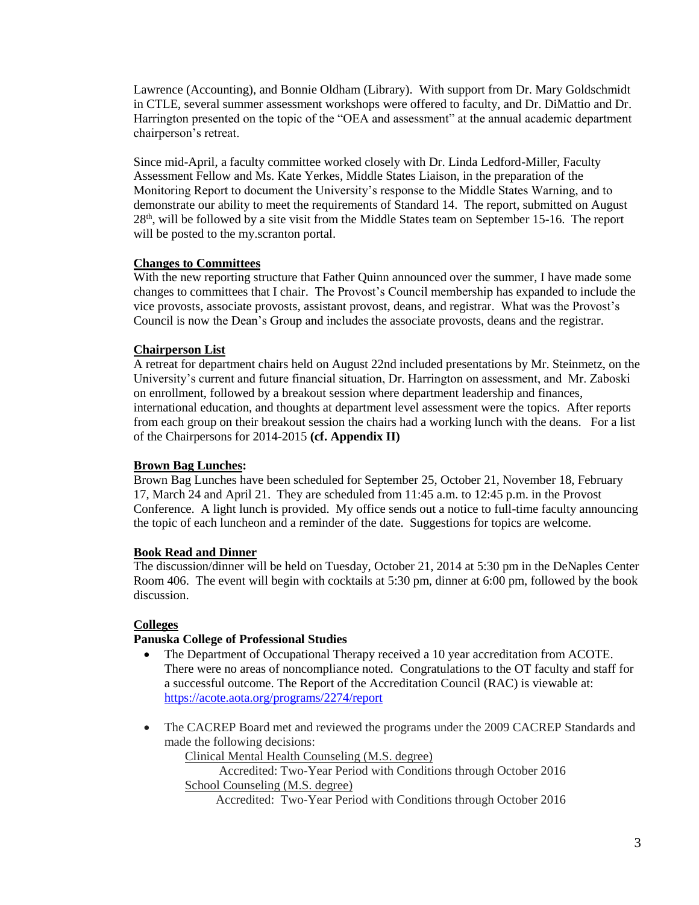Lawrence (Accounting), and Bonnie Oldham (Library). With support from Dr. Mary Goldschmidt in CTLE, several summer assessment workshops were offered to faculty, and Dr. DiMattio and Dr. Harrington presented on the topic of the "OEA and assessment" at the annual academic department chairperson's retreat.

Since mid-April, a faculty committee worked closely with Dr. Linda Ledford-Miller, Faculty Assessment Fellow and Ms. Kate Yerkes, Middle States Liaison, in the preparation of the Monitoring Report to document the University's response to the Middle States Warning, and to demonstrate our ability to meet the requirements of Standard 14. The report, submitted on August 28th, will be followed by a site visit from the Middle States team on September 15-16. The report will be posted to the my.scranton portal.

**Changes to Committees**

With the new reporting structure that Father Quinn announced over the summer, I have made some changes to committees that I chair. The Provost's Council membership has expanded to include the vice provosts, associate provosts, assistant provost, deans, and registrar. What was the Provost's Council is now the Dean's Group and includes the associate provosts, deans and the registrar.

**Chairperson List**

A retreat for department chairs held on August 22nd included presentations by Mr. Steinmetz, on the University's current and future financial situation, Dr. Harrington on assessment, and Mr. Zaboski on enrollment, followed by a breakout session where department leadership and finances, international education, and thoughts at department level assessment were the topics. After reports from each group on their breakout session the chairs had a working lunch with the deans. For a list of the Chairpersons for 2014-2015 **(cf. Appendix II)**

**Brown Bag Lunches:**

Brown Bag Lunches have been scheduled for September 25, October 21, November 18, February 17, March 24 and April 21. They are scheduled from 11:45 a.m. to 12:45 p.m. in the Provost Conference. A light lunch is provided. My office sends out a notice to full-time faculty announcing the topic of each luncheon and a reminder of the date. Suggestions for topics are welcome.

**Book Read and Dinner**

The discussion/dinner will be held on Tuesday, October 21, 2014 at 5:30 pm in the DeNaples Center Room 406. The event will begin with cocktails at 5:30 pm, dinner at 6:00 pm, followed by the book discussion.

**Colleges**

**Panuska College of Professional Studies**

- The Department of Occupational Therapy received a 10 year accreditation from ACOTE. There were no areas of noncompliance noted. Congratulations to the OT faculty and staff for a successful outcome. The Report of the Accreditation Council (RAC) is viewable at: https://acote.aota.org/programs/2274/report

- The CACREP Board met and reviewed the programs under the 2009 CACREP Standards and made the following decisions:

  Clinical Mental Health Counseling (M.S. degree)

  Accredited: Two-Year Period with Conditions through October 2016

  School Counseling (M.S. degree)

  Accredited: Two-Year Period with Conditions through October 2016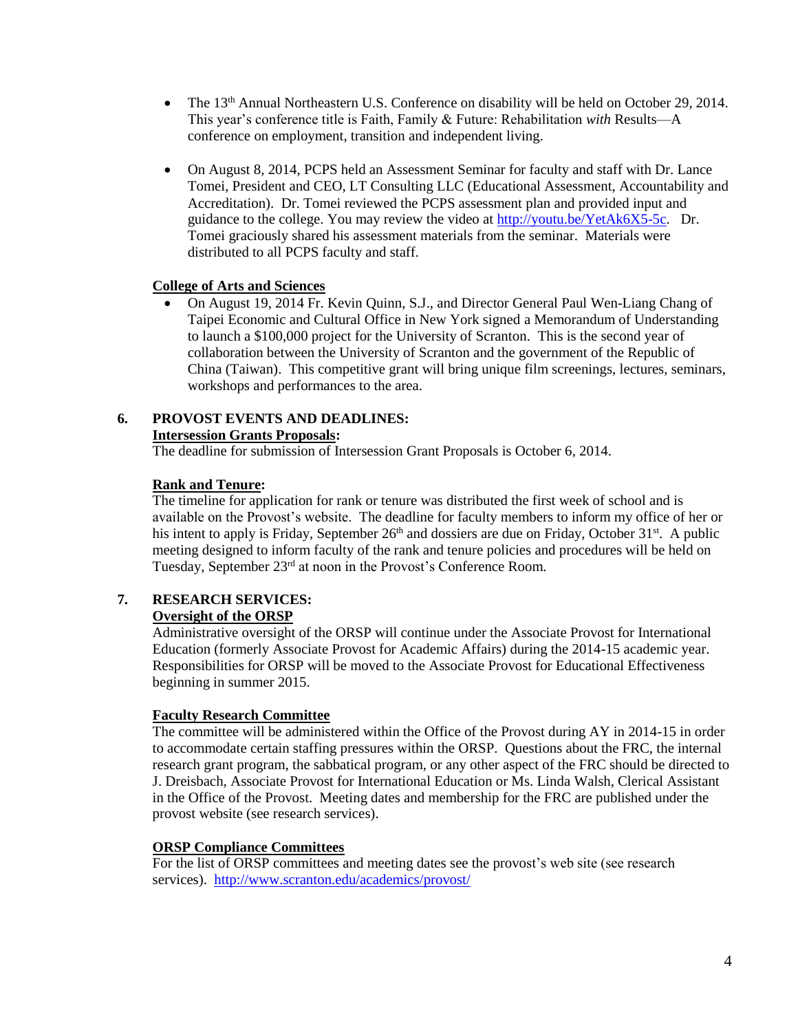- The 13th Annual Northeastern U.S. Conference on disability will be held on October 29, 2014. This year's conference title is Faith, Family & Future: Rehabilitation *with* Results—A conference on employment, transition and independent living.

- On August 8, 2014, PCPS held an Assessment Seminar for faculty and staff with Dr. Lance Tomei, President and CEO, LT Consulting LLC (Educational Assessment, Accountability and Accreditation). Dr. Tomei reviewed the PCPS assessment plan and provided input and guidance to the college. You may review the video at http://youtu.be/YetAk6X5-5c. Dr. Tomei graciously shared his assessment materials from the seminar. Materials were distributed to all PCPS faculty and staff.

**College of Arts and Sciences**

- On August 19, 2014 Fr. Kevin Quinn, S.J., and Director General Paul Wen-Liang Chang of Taipei Economic and Cultural Office in New York signed a Memorandum of Understanding to launch a $100,000 project for the University of Scranton. This is the second year of collaboration between the University of Scranton and the government of the Republic of China (Taiwan). This competitive grant will bring unique film screenings, lectures, seminars, workshops and performances to the area.

## 6. PROVOST EVENTS AND DEADLINES:

**Intersession Grants Proposals:**

The deadline for submission of Intersession Grant Proposals is October 6, 2014.

**Rank and Tenure:**

The timeline for application for rank or tenure was distributed the first week of school and is available on the Provost's website. The deadline for faculty members to inform my office of her or his intent to apply is Friday, September 26th and dossiers are due on Friday, October 31st. A public meeting designed to inform faculty of the rank and tenure policies and procedures will be held on Tuesday, September 23rd at noon in the Provost's Conference Room.

## 7. RESEARCH SERVICES:

**Oversight of the ORSP**

Administrative oversight of the ORSP will continue under the Associate Provost for International Education (formerly Associate Provost for Academic Affairs) during the 2014-15 academic year. Responsibilities for ORSP will be moved to the Associate Provost for Educational Effectiveness beginning in summer 2015.

**Faculty Research Committee**

The committee will be administered within the Office of the Provost during AY in 2014-15 in order to accommodate certain staffing pressures within the ORSP. Questions about the FRC, the internal research grant program, the sabbatical program, or any other aspect of the FRC should be directed to J. Dreisbach, Associate Provost for International Education or Ms. Linda Walsh, Clerical Assistant in the Office of the Provost. Meeting dates and membership for the FRC are published under the provost website (see research services).

**ORSP Compliance Committees**

For the list of ORSP committees and meeting dates see the provost's web site (see research services). http://www.scranton.edu/academics/provost/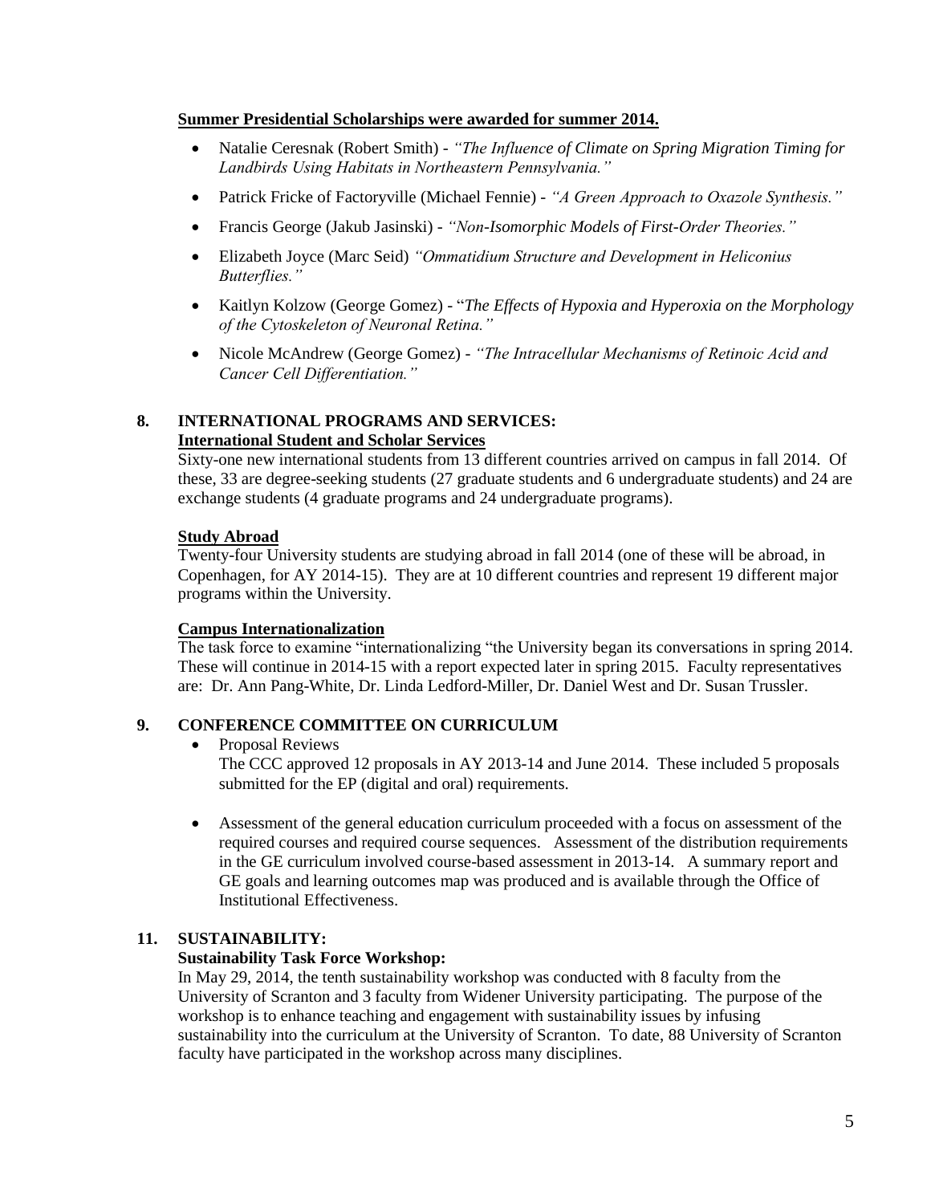**Summer Presidential Scholarships were awarded for summer 2014.**

- Natalie Ceresnak (Robert Smith) - *"The Influence of Climate on Spring Migration Timing for Landbirds Using Habitats in Northeastern Pennsylvania."*
- Patrick Fricke of Factoryville (Michael Fennie) - *"A Green Approach to Oxazole Synthesis."*
- Francis George (Jakub Jasinski) - *"Non-Isomorphic Models of First-Order Theories."*
- Elizabeth Joyce (Marc Seid) *"Ommatidium Structure and Development in Heliconius Butterflies."*
- Kaitlyn Kolzow (George Gomez) - "*The Effects of Hypoxia and Hyperoxia on the Morphology of the Cytoskeleton of Neuronal Retina."*
- Nicole McAndrew (George Gomez) - *"The Intracellular Mechanisms of Retinoic Acid and Cancer Cell Differentiation."*

## 8. INTERNATIONAL PROGRAMS AND SERVICES:

**International Student and Scholar Services**

Sixty-one new international students from 13 different countries arrived on campus in fall 2014. Of these, 33 are degree-seeking students (27 graduate students and 6 undergraduate students) and 24 are exchange students (4 graduate programs and 24 undergraduate programs).

**Study Abroad**

Twenty-four University students are studying abroad in fall 2014 (one of these will be abroad, in Copenhagen, for AY 2014-15). They are at 10 different countries and represent 19 different major programs within the University.

**Campus Internationalization**

The task force to examine "internationalizing "the University began its conversations in spring 2014. These will continue in 2014-15 with a report expected later in spring 2015. Faculty representatives are: Dr. Ann Pang-White, Dr. Linda Ledford-Miller, Dr. Daniel West and Dr. Susan Trussler.

## 9. CONFERENCE COMMITTEE ON CURRICULUM

- Proposal Reviews
  The CCC approved 12 proposals in AY 2013-14 and June 2014. These included 5 proposals submitted for the EP (digital and oral) requirements.

- Assessment of the general education curriculum proceeded with a focus on assessment of the required courses and required course sequences. Assessment of the distribution requirements in the GE curriculum involved course-based assessment in 2013-14. A summary report and GE goals and learning outcomes map was produced and is available through the Office of Institutional Effectiveness.

## 11. SUSTAINABILITY:

**Sustainability Task Force Workshop:**

In May 29, 2014, the tenth sustainability workshop was conducted with 8 faculty from the University of Scranton and 3 faculty from Widener University participating. The purpose of the workshop is to enhance teaching and engagement with sustainability issues by infusing sustainability into the curriculum at the University of Scranton. To date, 88 University of Scranton faculty have participated in the workshop across many disciplines.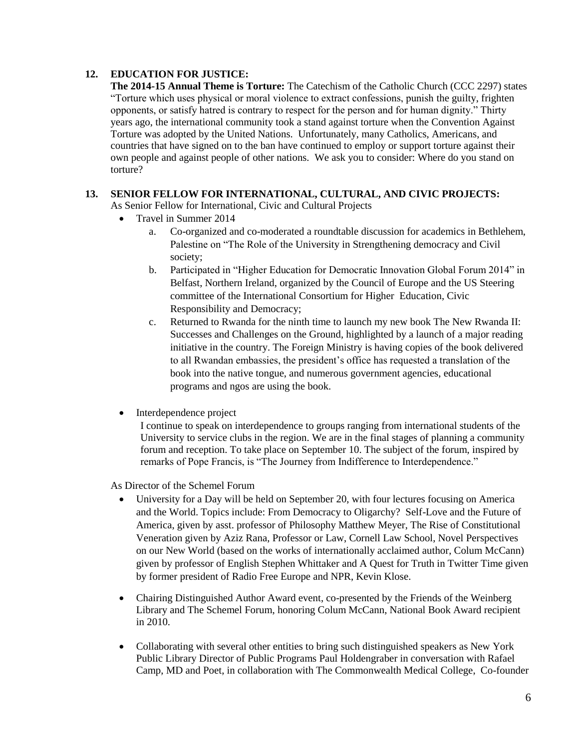**12. EDUCATION FOR JUSTICE:**

**The 2014-15 Annual Theme is Torture:** The Catechism of the Catholic Church (CCC 2297) states "Torture which uses physical or moral violence to extract confessions, punish the guilty, frighten opponents, or satisfy hatred is contrary to respect for the person and for human dignity." Thirty years ago, the international community took a stand against torture when the Convention Against Torture was adopted by the United Nations. Unfortunately, many Catholics, Americans, and countries that have signed on to the ban have continued to employ or support torture against their own people and against people of other nations. We ask you to consider: Where do you stand on torture?

**13. SENIOR FELLOW FOR INTERNATIONAL, CULTURAL, AND CIVIC PROJECTS:**

As Senior Fellow for International, Civic and Cultural Projects

- Travel in Summer 2014
  a. Co-organized and co-moderated a roundtable discussion for academics in Bethlehem, Palestine on "The Role of the University in Strengthening democracy and Civil society;
  b. Participated in "Higher Education for Democratic Innovation Global Forum 2014" in Belfast, Northern Ireland, organized by the Council of Europe and the US Steering committee of the International Consortium for Higher Education, Civic Responsibility and Democracy;
  c. Returned to Rwanda for the ninth time to launch my new book The New Rwanda II: Successes and Challenges on the Ground, highlighted by a launch of a major reading initiative in the country. The Foreign Ministry is having copies of the book delivered to all Rwandan embassies, the president's office has requested a translation of the book into the native tongue, and numerous government agencies, educational programs and ngos are using the book.

- Interdependence project

  I continue to speak on interdependence to groups ranging from international students of the University to service clubs in the region. We are in the final stages of planning a community forum and reception. To take place on September 10. The subject of the forum, inspired by remarks of Pope Francis, is "The Journey from Indifference to Interdependence."

As Director of the Schemel Forum

- University for a Day will be held on September 20, with four lectures focusing on America and the World. Topics include: From Democracy to Oligarchy? Self-Love and the Future of America, given by asst. professor of Philosophy Matthew Meyer, The Rise of Constitutional Veneration given by Aziz Rana, Professor or Law, Cornell Law School, Novel Perspectives on our New World (based on the works of internationally acclaimed author, Colum McCann) given by professor of English Stephen Whittaker and A Quest for Truth in Twitter Time given by former president of Radio Free Europe and NPR, Kevin Klose.

- Chairing Distinguished Author Award event, co-presented by the Friends of the Weinberg Library and The Schemel Forum, honoring Colum McCann, National Book Award recipient in 2010.

- Collaborating with several other entities to bring such distinguished speakers as New York Public Library Director of Public Programs Paul Holdengraber in conversation with Rafael Camp, MD and Poet, in collaboration with The Commonwealth Medical College, Co-founder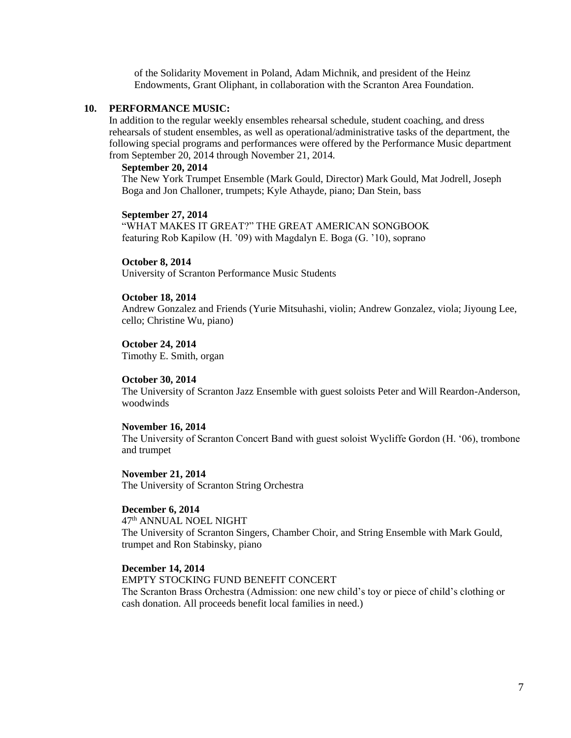of the Solidarity Movement in Poland, Adam Michnik, and president of the Heinz Endowments, Grant Oliphant, in collaboration with the Scranton Area Foundation.

## 10. PERFORMANCE MUSIC:

In addition to the regular weekly ensembles rehearsal schedule, student coaching, and dress rehearsals of student ensembles, as well as operational/administrative tasks of the department, the following special programs and performances were offered by the Performance Music department from September 20, 2014 through November 21, 2014.

**September 20, 2014**
The New York Trumpet Ensemble (Mark Gould, Director) Mark Gould, Mat Jodrell, Joseph Boga and Jon Challoner, trumpets; Kyle Athayde, piano; Dan Stein, bass

**September 27, 2014**
"WHAT MAKES IT GREAT?" THE GREAT AMERICAN SONGBOOK
featuring Rob Kapilow (H. '09) with Magdalyn E. Boga (G. '10), soprano

**October 8, 2014**
University of Scranton Performance Music Students

**October 18, 2014**
Andrew Gonzalez and Friends (Yurie Mitsuhashi, violin; Andrew Gonzalez, viola; Jiyoung Lee, cello; Christine Wu, piano)

**October 24, 2014**
Timothy E. Smith, organ

**October 30, 2014**
The University of Scranton Jazz Ensemble with guest soloists Peter and Will Reardon-Anderson, woodwinds

**November 16, 2014**
The University of Scranton Concert Band with guest soloist Wycliffe Gordon (H. '06), trombone and trumpet

**November 21, 2014**
The University of Scranton String Orchestra

**December 6, 2014**
47th ANNUAL NOEL NIGHT
The University of Scranton Singers, Chamber Choir, and String Ensemble with Mark Gould, trumpet and Ron Stabinsky, piano

**December 14, 2014**
EMPTY STOCKING FUND BENEFIT CONCERT
The Scranton Brass Orchestra (Admission: one new child's toy or piece of child's clothing or cash donation. All proceeds benefit local families in need.)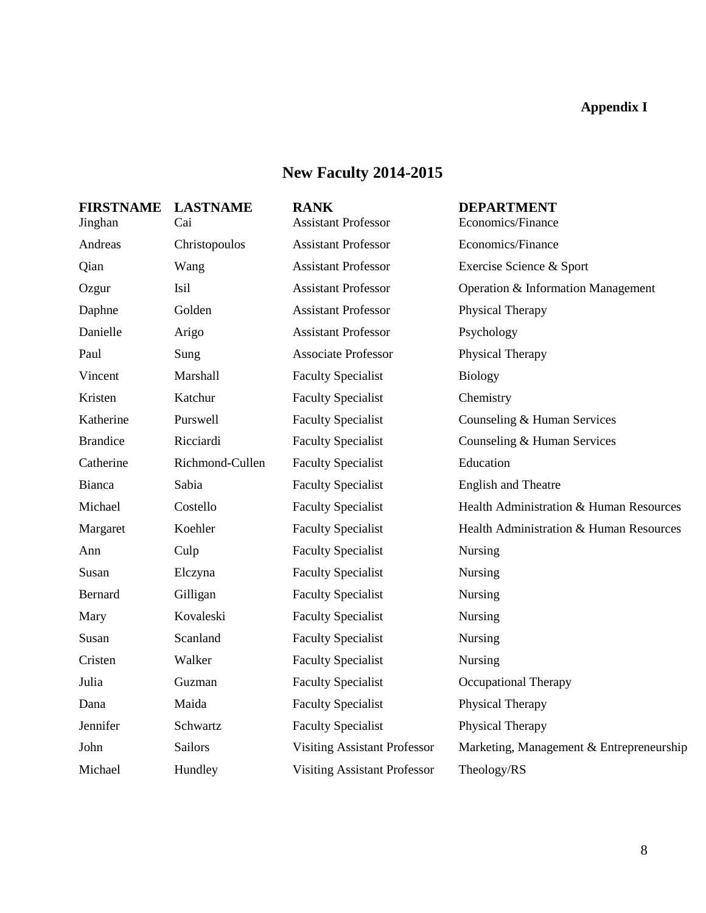**Appendix I**

# New Faculty 2014-2015

| FIRSTNAME | LASTNAME | RANK | DEPARTMENT |
|---|---|---|---|
| Jinghan | Cai | Assistant Professor | Economics/Finance |
| Andreas | Christopoulos | Assistant Professor | Economics/Finance |
| Qian | Wang | Assistant Professor | Exercise Science & Sport |
| Ozgur | Isil | Assistant Professor | Operation & Information Management |
| Daphne | Golden | Assistant Professor | Physical Therapy |
| Danielle | Arigo | Assistant Professor | Psychology |
| Paul | Sung | Associate Professor | Physical Therapy |
| Vincent | Marshall | Faculty Specialist | Biology |
| Kristen | Katchur | Faculty Specialist | Chemistry |
| Katherine | Purswell | Faculty Specialist | Counseling & Human Services |
| Brandice | Ricciardi | Faculty Specialist | Counseling & Human Services |
| Catherine | Richmond-Cullen | Faculty Specialist | Education |
| Bianca | Sabia | Faculty Specialist | English and Theatre |
| Michael | Costello | Faculty Specialist | Health Administration & Human Resources |
| Margaret | Koehler | Faculty Specialist | Health Administration & Human Resources |
| Ann | Culp | Faculty Specialist | Nursing |
| Susan | Elczyna | Faculty Specialist | Nursing |
| Bernard | Gilligan | Faculty Specialist | Nursing |
| Mary | Kovaleski | Faculty Specialist | Nursing |
| Susan | Scanland | Faculty Specialist | Nursing |
| Cristen | Walker | Faculty Specialist | Nursing |
| Julia | Guzman | Faculty Specialist | Occupational Therapy |
| Dana | Maida | Faculty Specialist | Physical Therapy |
| Jennifer | Schwartz | Faculty Specialist | Physical Therapy |
| John | Sailors | Visiting Assistant Professor | Marketing, Management & Entrepreneurship |
| Michael | Hundley | Visiting Assistant Professor | Theology/RS |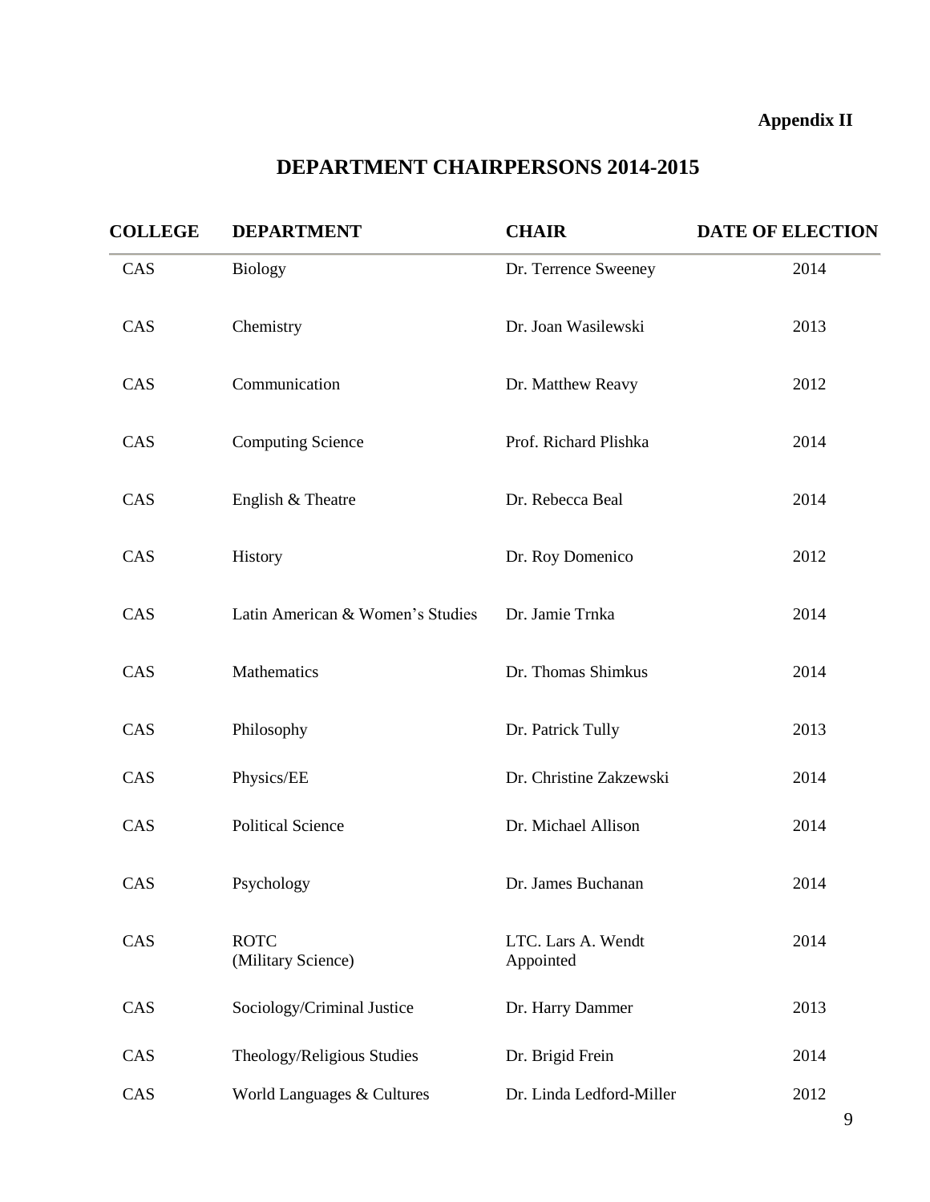**Appendix II**

# DEPARTMENT CHAIRPERSONS 2014-2015

| COLLEGE | DEPARTMENT | CHAIR | DATE OF ELECTION |
|---|---|---|---|
| CAS | Biology | Dr. Terrence Sweeney | 2014 |
| CAS | Chemistry | Dr. Joan Wasilewski | 2013 |
| CAS | Communication | Dr. Matthew Reavy | 2012 |
| CAS | Computing Science | Prof. Richard Plishka | 2014 |
| CAS | English & Theatre | Dr. Rebecca Beal | 2014 |
| CAS | History | Dr. Roy Domenico | 2012 |
| CAS | Latin American & Women's Studies | Dr. Jamie Trnka | 2014 |
| CAS | Mathematics | Dr. Thomas Shimkus | 2014 |
| CAS | Philosophy | Dr. Patrick Tully | 2013 |
| CAS | Physics/EE | Dr. Christine Zakzewski | 2014 |
| CAS | Political Science | Dr. Michael Allison | 2014 |
| CAS | Psychology | Dr. James Buchanan | 2014 |
| CAS | ROTC (Military Science) | LTC. Lars A. Wendt Appointed | 2014 |
| CAS | Sociology/Criminal Justice | Dr. Harry Dammer | 2013 |
| CAS | Theology/Religious Studies | Dr. Brigid Frein | 2014 |
| CAS | World Languages & Cultures | Dr. Linda Ledford-Miller | 2012 |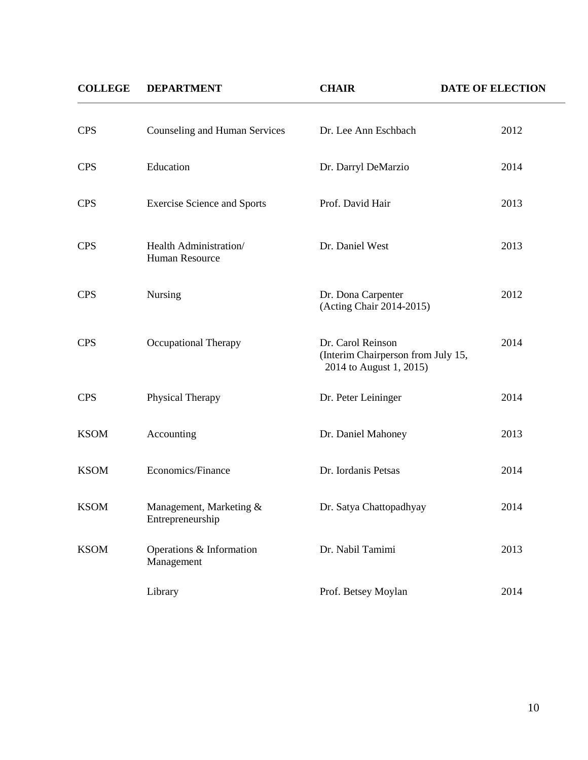| COLLEGE | DEPARTMENT | CHAIR | DATE OF ELECTION |
|---|---|---|---|
| CPS | Counseling and Human Services | Dr. Lee Ann Eschbach | 2012 |
| CPS | Education | Dr. Darryl DeMarzio | 2014 |
| CPS | Exercise Science and Sports | Prof. David Hair | 2013 |
| CPS | Health Administration/ Human Resource | Dr. Daniel West | 2013 |
| CPS | Nursing | Dr. Dona Carpenter (Acting Chair 2014-2015) | 2012 |
| CPS | Occupational Therapy | Dr. Carol Reinson (Interim Chairperson from July 15, 2014 to August 1, 2015) | 2014 |
| CPS | Physical Therapy | Dr. Peter Leininger | 2014 |
| KSOM | Accounting | Dr. Daniel Mahoney | 2013 |
| KSOM | Economics/Finance | Dr. Iordanis Petsas | 2014 |
| KSOM | Management, Marketing & Entrepreneurship | Dr. Satya Chattopadhyay | 2014 |
| KSOM | Operations & Information Management | Dr. Nabil Tamimi | 2013 |
| | Library | Prof. Betsey Moylan | 2014 |